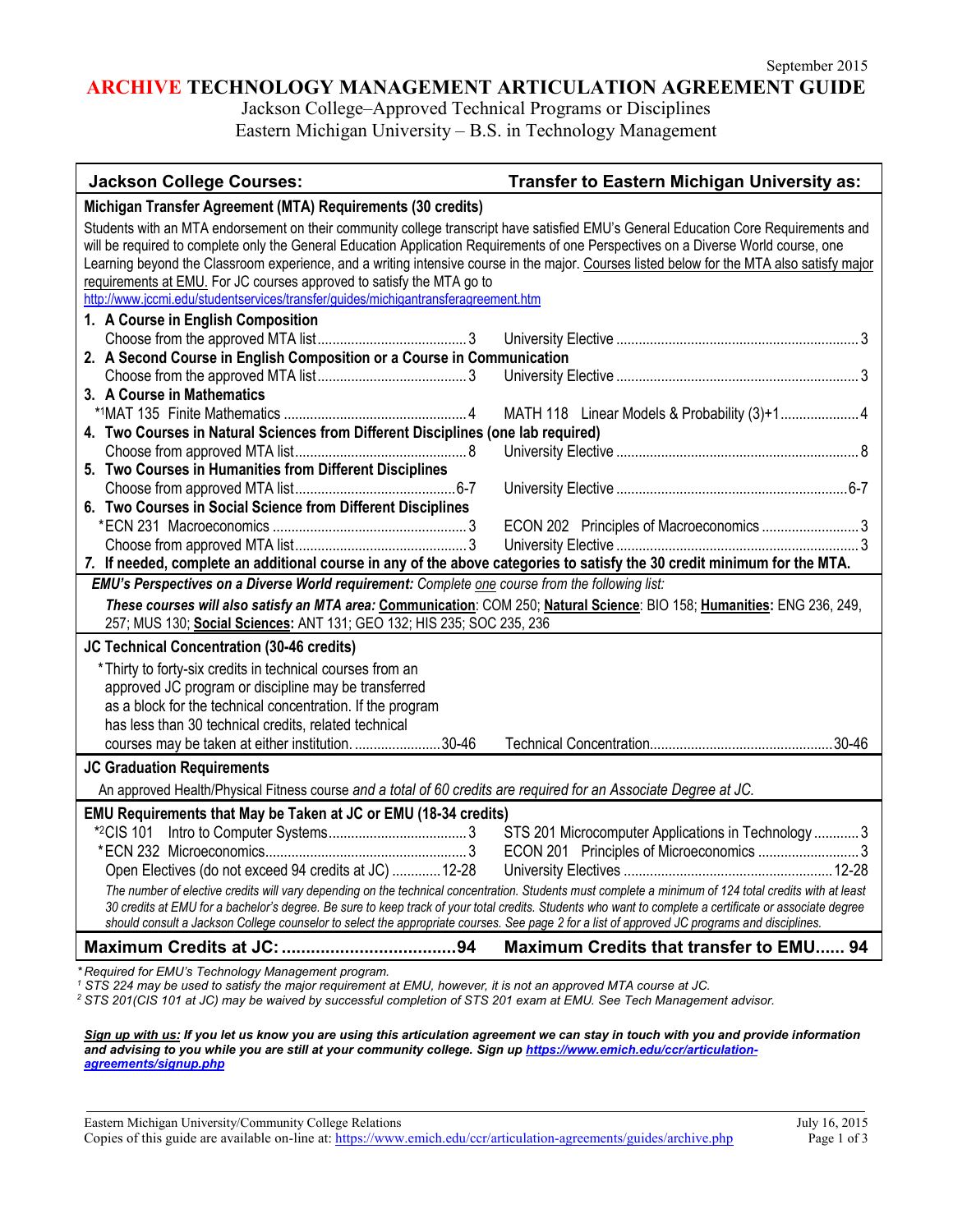September 2015

# ARCHIVE TECHNOLOGY MANAGEMENT ARTICULATION AGREEMENT GUIDE

Jackson College–Approved Technical Programs or Disciplines
Eastern Michigan University – B.S. in Technology Management

| Jackson College Courses: | Transfer to Eastern Michigan University as: |
|---|---|
| **Michigan Transfer Agreement (MTA) Requirements (30 credits)** | |
| Students with an MTA endorsement on their community college transcript have satisfied EMU's General Education Core Requirements and will be required to complete only the General Education Application Requirements of one Perspectives on a Diverse World course, one Learning beyond the Classroom experience, and a writing intensive course in the major. Courses listed below for the MTA also satisfy major requirements at EMU. For JC courses approved to satisfy the MTA go to http://www.jccmi.edu/studentservices/transfer/guides/michigantransferagreement.htm | |
| **1. A Course in English Composition** | |
| Choose from the approved MTA list ... 3 | University Elective ... 3 |
| **2. A Second Course in English Composition or a Course in Communication** | |
| Choose from the approved MTA list ... 3 | University Elective ... 3 |
| **3. A Course in Mathematics** | |
| *[1]MAT 135 Finite Mathematics ... 4 | MATH 118 Linear Models & Probability (3)+1 ... 4 |
| **4. Two Courses in Natural Sciences from Different Disciplines (one lab required)** | |
| Choose from approved MTA list ... 8 | University Elective ... 8 |
| **5. Two Courses in Humanities from Different Disciplines** | |
| Choose from approved MTA list ... 6-7 | University Elective ... 6-7 |
| **6. Two Courses in Social Science from Different Disciplines** | |
| *ECN 231 Macroeconomics ... 3 | ECON 202 Principles of Macroeconomics ... 3 |
| Choose from approved MTA list ... 3 | University Elective ... 3 |
| ***7. If needed, complete an additional course in any of the above categories to satisfy the 30 credit minimum for the MTA.*** | |
| ***EMU's Perspectives on a Diverse World requirement:*** *Complete one course from the following list:* | |
| ***These courses will also satisfy an MTA area:*** **Communication**: COM 250; **Natural Science**: BIO 158; **Humanities:** ENG 236, 249, 257; MUS 130; **Social Sciences:** ANT 131; GEO 132; HIS 235; SOC 235, 236 | |
| **JC Technical Concentration (30-46 credits)** | |
| *Thirty to forty-six credits in technical courses from an approved JC program or discipline may be transferred as a block for the technical concentration. If the program has less than 30 technical credits, related technical courses may be taken at either institution. ... 30-46 | Technical Concentration ... 30-46 |
| **JC Graduation Requirements** | |
| An approved Health/Physical Fitness course *and a total of 60 credits are required for an Associate Degree at JC.* | |
| **EMU Requirements that May be Taken at JC or EMU (18-34 credits)** | |
| *[2]CIS 101 Intro to Computer Systems ... 3 | STS 201 Microcomputer Applications in Technology ... 3 |
| *ECN 232 Microeconomics ... 3 | ECON 201 Principles of Microeconomics ... 3 |
| Open Electives (do not exceed 94 credits at JC) ... 12-28 | University Electives ... 12-28 |
| *The number of elective credits will vary depending on the technical concentration. Students must complete a minimum of 124 total credits with at least 30 credits at EMU for a bachelor's degree. Be sure to keep track of your total credits. Students who want to complete a certificate or associate degree should consult a Jackson College counselor to select the appropriate courses. See page 2 for a list of approved JC programs and disciplines.* | |
| **Maximum Credits at JC: ... 94** | **Maximum Credits that transfer to EMU ... 94** |

*\* Required for EMU's Technology Management program.*
*[1] STS 224 may be used to satisfy the major requirement at EMU, however, it is not an approved MTA course at JC.*
*[2] STS 201(CIS 101 at JC) may be waived by successful completion of STS 201 exam at EMU. See Tech Management advisor.*

***Sign up with us:* If you let us know you are using this articulation agreement we can stay in touch with you and provide information and advising to you while you are still at your community college. Sign up https://www.emich.edu/ccr/articulation-agreements/signup.php**

Eastern Michigan University/Community College Relations
Copies of this guide are available on-line at: https://www.emich.edu/ccr/articulation-agreements/guides/archive.php

July 16, 2015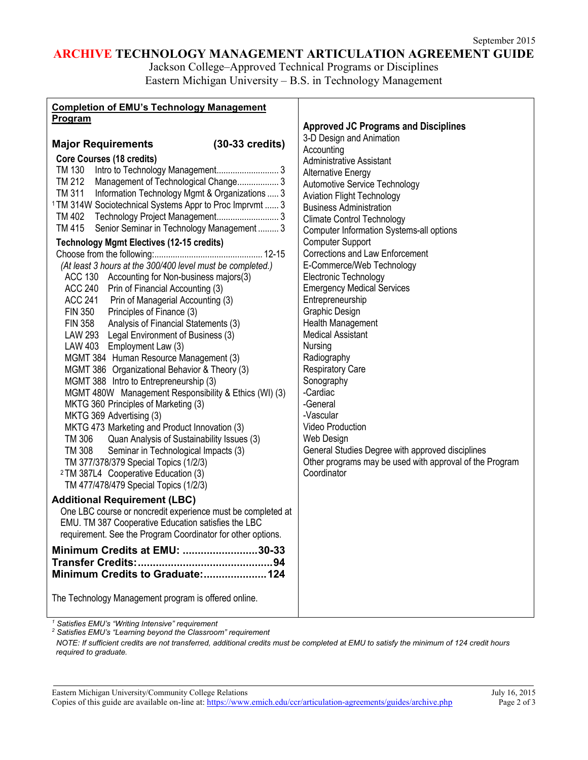September 2015

# ARCHIVE TECHNOLOGY MANAGEMENT ARTICULATION AGREEMENT GUIDE

Jackson College–Approved Technical Programs or Disciplines
Eastern Michigan University – B.S. in Technology Management

## Completion of EMU's Technology Management Program

### Major Requirements (30-33 credits)

**Core Courses (18 credits)**

- TM 130 Intro to Technology Management ... 3
- TM 212 Management of Technological Change ... 3
- TM 311 Information Technology Mgmt & Organizations ... 3
- [1] TM 314W Sociotechnical Systems Appr to Proc Imprvmt ... 3
- TM 402 Technology Project Management ... 3
- TM 415 Senior Seminar in Technology Management ... 3

**Technology Mgmt Electives (12-15 credits)**

Choose from the following: ... 12-15

*(At least 3 hours at the 300/400 level must be completed.)*

- ACC 130 Accounting for Non-business majors(3)
- ACC 240 Prin of Financial Accounting (3)
- ACC 241 Prin of Managerial Accounting (3)
- FIN 350 Principles of Finance (3)
- FIN 358 Analysis of Financial Statements (3)
- LAW 293 Legal Environment of Business (3)
- LAW 403 Employment Law (3)
- MGMT 384 Human Resource Management (3)
- MGMT 386 Organizational Behavior & Theory (3)
- MGMT 388 Intro to Entrepreneurship (3)
- MGMT 480W Management Responsibility & Ethics (WI) (3)
- MKTG 360 Principles of Marketing (3)
- MKTG 369 Advertising (3)
- MKTG 473 Marketing and Product Innovation (3)
- TM 306 Quan Analysis of Sustainability Issues (3)
- TM 308 Seminar in Technological Impacts (3)
- TM 377/378/379 Special Topics (1/2/3)
- [2] TM 387L4 Cooperative Education (3)
- TM 477/478/479 Special Topics (1/2/3)

### Additional Requirement (LBC)

One LBC course or noncredit experience must be completed at EMU. TM 387 Cooperative Education satisfies the LBC requirement. See the Program Coordinator for other options.

**Minimum Credits at EMU: ... 30-33**
**Transfer Credits: ... 94**
**Minimum Credits to Graduate: ... 124**

The Technology Management program is offered online.

### Approved JC Programs and Disciplines

- 3-D Design and Animation
- Accounting
- Administrative Assistant
- Alternative Energy
- Automotive Service Technology
- Aviation Flight Technology
- Business Administration
- Climate Control Technology
- Computer Information Systems-all options
- Computer Support
- Corrections and Law Enforcement
- E-Commerce/Web Technology
- Electronic Technology
- Emergency Medical Services
- Entrepreneurship
- Graphic Design
- Health Management
- Medical Assistant
- Nursing
- Radiography
- Respiratory Care
- Sonography
  - -Cardiac
  - -General
  - -Vascular
- Video Production
- Web Design
- General Studies Degree with approved disciplines
- Other programs may be used with approval of the Program Coordinator

[1] *Satisfies EMU's "Writing Intensive" requirement*
[2] *Satisfies EMU's "Learning beyond the Classroom" requirement*

*NOTE: If sufficient credits are not transferred, additional credits must be completed at EMU to satisfy the minimum of 124 credit hours required to graduate.*

Eastern Michigan University/Community College Relations — July 16, 2015
Copies of this guide are available on-line at: https://www.emich.edu/ccr/articulation-agreements/guides/archive.php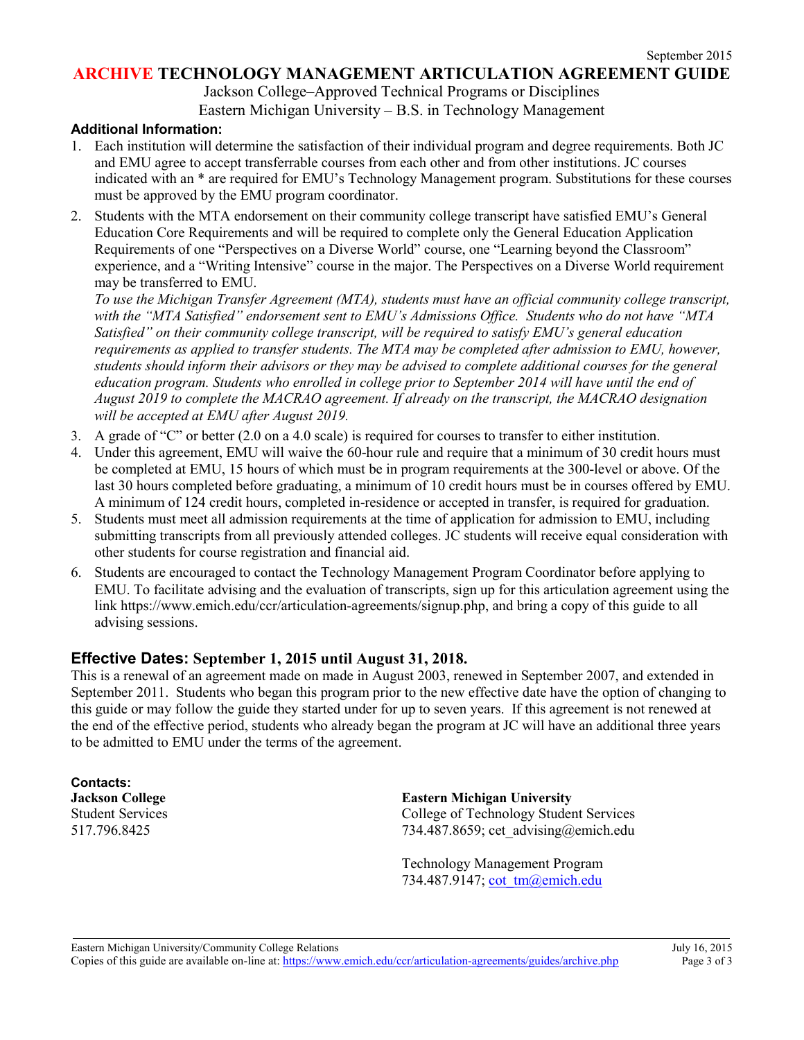September 2015

# ARCHIVE TECHNOLOGY MANAGEMENT ARTICULATION AGREEMENT GUIDE

Jackson College–Approved Technical Programs or Disciplines
Eastern Michigan University – B.S. in Technology Management

**Additional Information:**

1. Each institution will determine the satisfaction of their individual program and degree requirements. Both JC and EMU agree to accept transferrable courses from each other and from other institutions. JC courses indicated with an * are required for EMU's Technology Management program. Substitutions for these courses must be approved by the EMU program coordinator.
2. Students with the MTA endorsement on their community college transcript have satisfied EMU's General Education Core Requirements and will be required to complete only the General Education Application Requirements of one "Perspectives on a Diverse World" course, one "Learning beyond the Classroom" experience, and a "Writing Intensive" course in the major. The Perspectives on a Diverse World requirement may be transferred to EMU.
   *To use the Michigan Transfer Agreement (MTA), students must have an official community college transcript, with the "MTA Satisfied" endorsement sent to EMU's Admissions Office. Students who do not have "MTA Satisfied" on their community college transcript, will be required to satisfy EMU's general education requirements as applied to transfer students. The MTA may be completed after admission to EMU, however, students should inform their advisors or they may be advised to complete additional courses for the general education program. Students who enrolled in college prior to September 2014 will have until the end of August 2019 to complete the MACRAO agreement. If already on the transcript, the MACRAO designation will be accepted at EMU after August 2019.*
3. A grade of "C" or better (2.0 on a 4.0 scale) is required for courses to transfer to either institution.
4. Under this agreement, EMU will waive the 60-hour rule and require that a minimum of 30 credit hours must be completed at EMU, 15 hours of which must be in program requirements at the 300-level or above. Of the last 30 hours completed before graduating, a minimum of 10 credit hours must be in courses offered by EMU. A minimum of 124 credit hours, completed in-residence or accepted in transfer, is required for graduation.
5. Students must meet all admission requirements at the time of application for admission to EMU, including submitting transcripts from all previously attended colleges. JC students will receive equal consideration with other students for course registration and financial aid.
6. Students are encouraged to contact the Technology Management Program Coordinator before applying to EMU. To facilitate advising and the evaluation of transcripts, sign up for this articulation agreement using the link https://www.emich.edu/ccr/articulation-agreements/signup.php, and bring a copy of this guide to all advising sessions.

## Effective Dates: September 1, 2015 until August 31, 2018.

This is a renewal of an agreement made on made in August 2003, renewed in September 2007, and extended in September 2011. Students who began this program prior to the new effective date have the option of changing to this guide or may follow the guide they started under for up to seven years. If this agreement is not renewed at the end of the effective period, students who already began the program at JC will have an additional three years to be admitted to EMU under the terms of the agreement.

**Contacts:**

**Jackson College**
Student Services
517.796.8425

**Eastern Michigan University**
College of Technology Student Services
734.487.8659; cet_advising@emich.edu

Technology Management Program
734.487.9147; cot_tm@emich.edu

Eastern Michigan University/Community College Relations — July 16, 2015
Copies of this guide are available on-line at: https://www.emich.edu/ccr/articulation-agreements/guides/archive.php